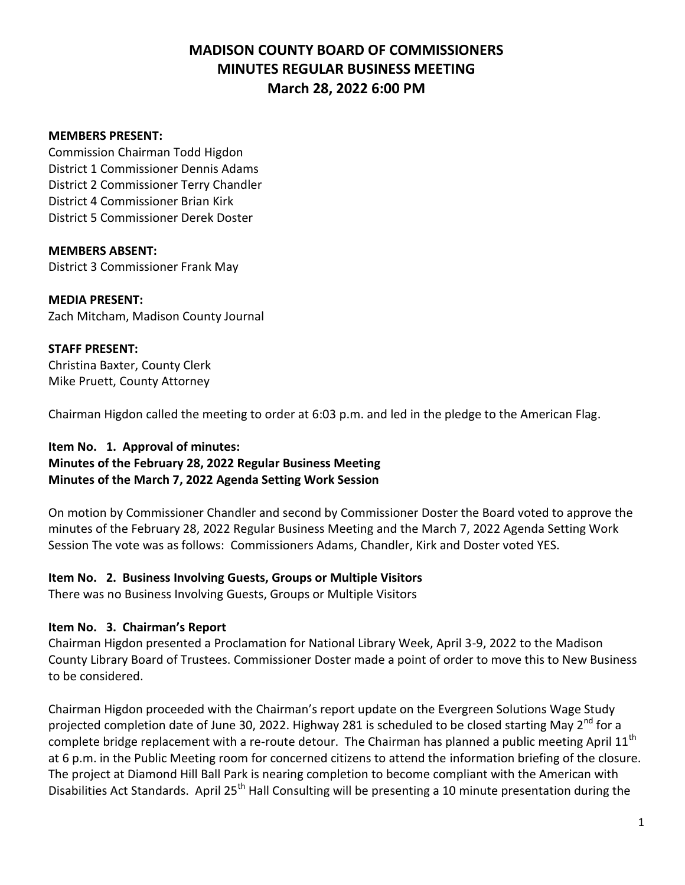# MADISON COUNTY BOARD OF COMMISSIONERS
# MINUTES REGULAR BUSINESS MEETING
# March 28, 2022 6:00 PM

**MEMBERS PRESENT:**
Commission Chairman Todd Higdon
District 1 Commissioner Dennis Adams
District 2 Commissioner Terry Chandler
District 4 Commissioner Brian Kirk
District 5 Commissioner Derek Doster

**MEMBERS ABSENT:**
District 3 Commissioner Frank May

**MEDIA PRESENT:**
Zach Mitcham, Madison County Journal

**STAFF PRESENT:**
Christina Baxter, County Clerk
Mike Pruett, County Attorney

Chairman Higdon called the meeting to order at 6:03 p.m. and led in the pledge to the American Flag.

**Item No. 1. Approval of minutes:**
**Minutes of the February 28, 2022 Regular Business Meeting**
**Minutes of the March 7, 2022 Agenda Setting Work Session**

On motion by Commissioner Chandler and second by Commissioner Doster the Board voted to approve the minutes of the February 28, 2022 Regular Business Meeting and the March 7, 2022 Agenda Setting Work Session The vote was as follows: Commissioners Adams, Chandler, Kirk and Doster voted YES.

**Item No. 2. Business Involving Guests, Groups or Multiple Visitors**
There was no Business Involving Guests, Groups or Multiple Visitors

**Item No. 3. Chairman's Report**
Chairman Higdon presented a Proclamation for National Library Week, April 3-9, 2022 to the Madison County Library Board of Trustees. Commissioner Doster made a point of order to move this to New Business to be considered.

Chairman Higdon proceeded with the Chairman's report update on the Evergreen Solutions Wage Study projected completion date of June 30, 2022. Highway 281 is scheduled to be closed starting May 2nd for a complete bridge replacement with a re-route detour. The Chairman has planned a public meeting April 11th at 6 p.m. in the Public Meeting room for concerned citizens to attend the information briefing of the closure. The project at Diamond Hill Ball Park is nearing completion to become compliant with the American with Disabilities Act Standards. April 25th Hall Consulting will be presenting a 10 minute presentation during the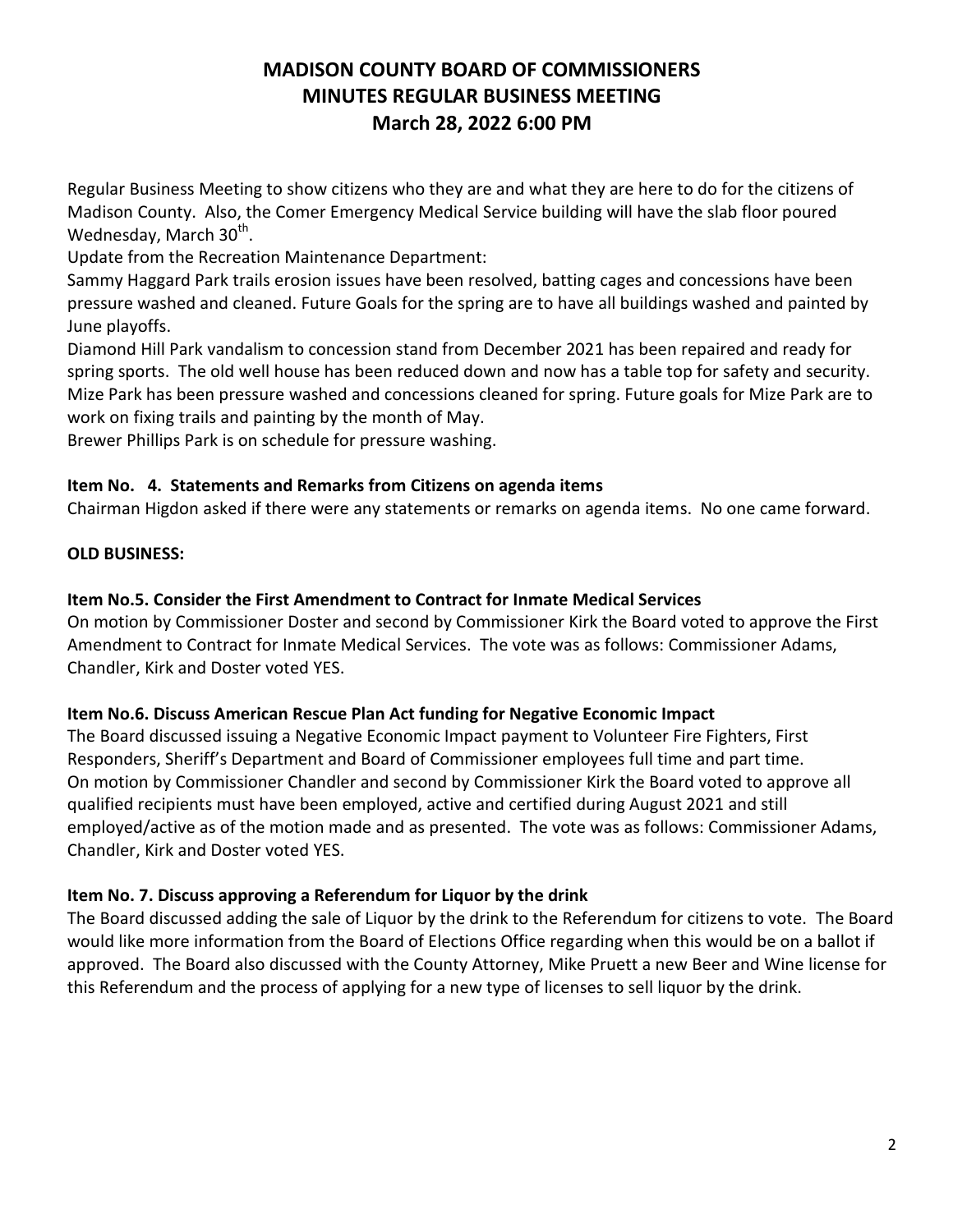# MADISON COUNTY BOARD OF COMMISSIONERS
## MINUTES REGULAR BUSINESS MEETING
## March 28, 2022 6:00 PM

Regular Business Meeting to show citizens who they are and what they are here to do for the citizens of Madison County. Also, the Comer Emergency Medical Service building will have the slab floor poured Wednesday, March 30th.

Update from the Recreation Maintenance Department:

Sammy Haggard Park trails erosion issues have been resolved, batting cages and concessions have been pressure washed and cleaned. Future Goals for the spring are to have all buildings washed and painted by June playoffs.

Diamond Hill Park vandalism to concession stand from December 2021 has been repaired and ready for spring sports. The old well house has been reduced down and now has a table top for safety and security.

Mize Park has been pressure washed and concessions cleaned for spring. Future goals for Mize Park are to work on fixing trails and painting by the month of May.

Brewer Phillips Park is on schedule for pressure washing.

**Item No. 4. Statements and Remarks from Citizens on agenda items**

Chairman Higdon asked if there were any statements or remarks on agenda items. No one came forward.

**OLD BUSINESS:**

**Item No.5. Consider the First Amendment to Contract for Inmate Medical Services**

On motion by Commissioner Doster and second by Commissioner Kirk the Board voted to approve the First Amendment to Contract for Inmate Medical Services. The vote was as follows: Commissioner Adams, Chandler, Kirk and Doster voted YES.

**Item No.6. Discuss American Rescue Plan Act funding for Negative Economic Impact**

The Board discussed issuing a Negative Economic Impact payment to Volunteer Fire Fighters, First Responders, Sheriff's Department and Board of Commissioner employees full time and part time.

On motion by Commissioner Chandler and second by Commissioner Kirk the Board voted to approve all qualified recipients must have been employed, active and certified during August 2021 and still employed/active as of the motion made and as presented. The vote was as follows: Commissioner Adams, Chandler, Kirk and Doster voted YES.

**Item No. 7. Discuss approving a Referendum for Liquor by the drink**

The Board discussed adding the sale of Liquor by the drink to the Referendum for citizens to vote. The Board would like more information from the Board of Elections Office regarding when this would be on a ballot if approved. The Board also discussed with the County Attorney, Mike Pruett a new Beer and Wine license for this Referendum and the process of applying for a new type of licenses to sell liquor by the drink.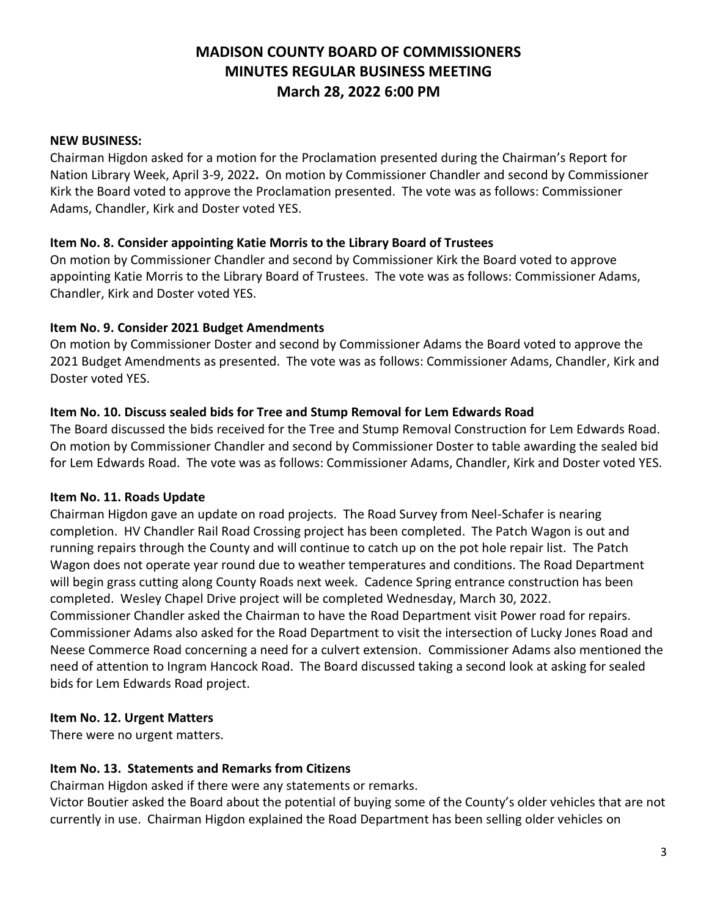# MADISON COUNTY BOARD OF COMMISSIONERS
# MINUTES REGULAR BUSINESS MEETING
# March 28, 2022 6:00 PM

**NEW BUSINESS:**

Chairman Higdon asked for a motion for the Proclamation presented during the Chairman's Report for Nation Library Week, April 3-9, 2022**.** On motion by Commissioner Chandler and second by Commissioner Kirk the Board voted to approve the Proclamation presented. The vote was as follows: Commissioner Adams, Chandler, Kirk and Doster voted YES.

**Item No. 8. Consider appointing Katie Morris to the Library Board of Trustees**

On motion by Commissioner Chandler and second by Commissioner Kirk the Board voted to approve appointing Katie Morris to the Library Board of Trustees. The vote was as follows: Commissioner Adams, Chandler, Kirk and Doster voted YES.

**Item No. 9. Consider 2021 Budget Amendments**

On motion by Commissioner Doster and second by Commissioner Adams the Board voted to approve the 2021 Budget Amendments as presented. The vote was as follows: Commissioner Adams, Chandler, Kirk and Doster voted YES.

**Item No. 10. Discuss sealed bids for Tree and Stump Removal for Lem Edwards Road**

The Board discussed the bids received for the Tree and Stump Removal Construction for Lem Edwards Road. On motion by Commissioner Chandler and second by Commissioner Doster to table awarding the sealed bid for Lem Edwards Road. The vote was as follows: Commissioner Adams, Chandler, Kirk and Doster voted YES.

**Item No. 11. Roads Update**

Chairman Higdon gave an update on road projects. The Road Survey from Neel-Schafer is nearing completion. HV Chandler Rail Road Crossing project has been completed. The Patch Wagon is out and running repairs through the County and will continue to catch up on the pot hole repair list. The Patch Wagon does not operate year round due to weather temperatures and conditions. The Road Department will begin grass cutting along County Roads next week. Cadence Spring entrance construction has been completed. Wesley Chapel Drive project will be completed Wednesday, March 30, 2022.
Commissioner Chandler asked the Chairman to have the Road Department visit Power road for repairs. Commissioner Adams also asked for the Road Department to visit the intersection of Lucky Jones Road and Neese Commerce Road concerning a need for a culvert extension. Commissioner Adams also mentioned the need of attention to Ingram Hancock Road. The Board discussed taking a second look at asking for sealed bids for Lem Edwards Road project.

**Item No. 12. Urgent Matters**

There were no urgent matters.

**Item No. 13. Statements and Remarks from Citizens**

Chairman Higdon asked if there were any statements or remarks.
Victor Boutier asked the Board about the potential of buying some of the County's older vehicles that are not currently in use. Chairman Higdon explained the Road Department has been selling older vehicles on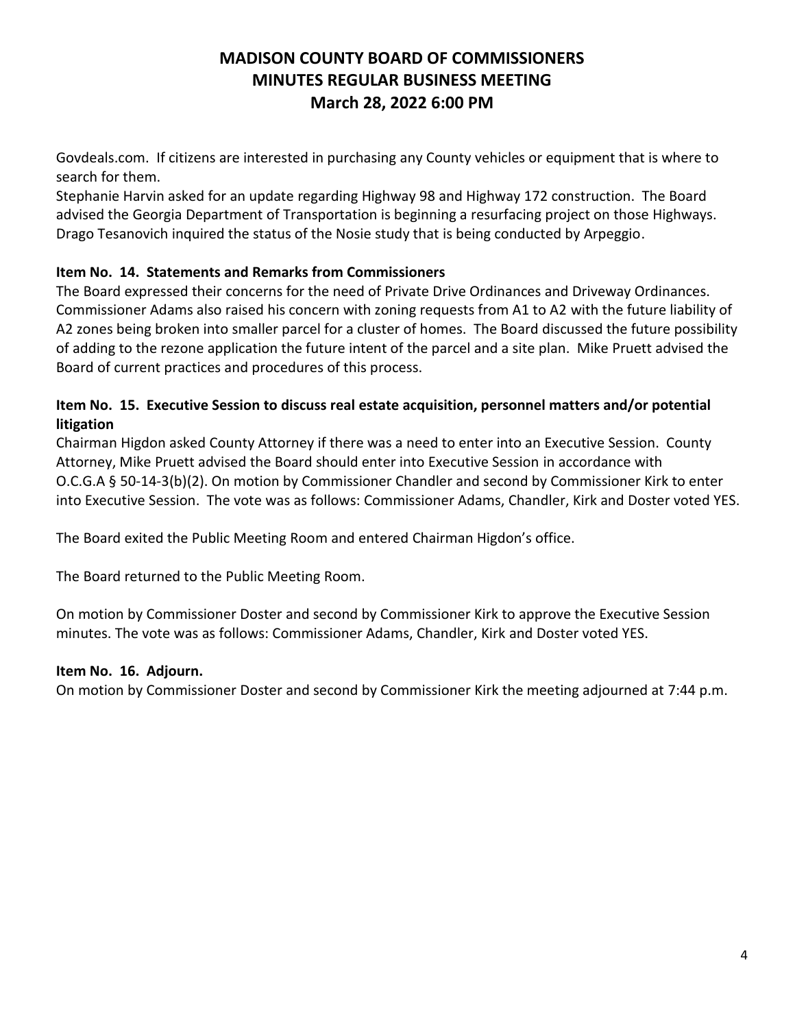Govdeals.com. If citizens are interested in purchasing any County vehicles or equipment that is where to search for them.
Stephanie Harvin asked for an update regarding Highway 98 and Highway 172 construction. The Board advised the Georgia Department of Transportation is beginning a resurfacing project on those Highways.
Drago Tesanovich inquired the status of the Nosie study that is being conducted by Arpeggio.

**Item No. 14. Statements and Remarks from Commissioners**
The Board expressed their concerns for the need of Private Drive Ordinances and Driveway Ordinances. Commissioner Adams also raised his concern with zoning requests from A1 to A2 with the future liability of A2 zones being broken into smaller parcel for a cluster of homes. The Board discussed the future possibility of adding to the rezone application the future intent of the parcel and a site plan. Mike Pruett advised the Board of current practices and procedures of this process.

**Item No. 15. Executive Session to discuss real estate acquisition, personnel matters and/or potential litigation**
Chairman Higdon asked County Attorney if there was a need to enter into an Executive Session. County Attorney, Mike Pruett advised the Board should enter into Executive Session in accordance with O.C.G.A § 50-14-3(b)(2). On motion by Commissioner Chandler and second by Commissioner Kirk to enter into Executive Session. The vote was as follows: Commissioner Adams, Chandler, Kirk and Doster voted YES.

The Board exited the Public Meeting Room and entered Chairman Higdon's office.

The Board returned to the Public Meeting Room.

On motion by Commissioner Doster and second by Commissioner Kirk to approve the Executive Session minutes. The vote was as follows: Commissioner Adams, Chandler, Kirk and Doster voted YES.

**Item No. 16. Adjourn.**
On motion by Commissioner Doster and second by Commissioner Kirk the meeting adjourned at 7:44 p.m.